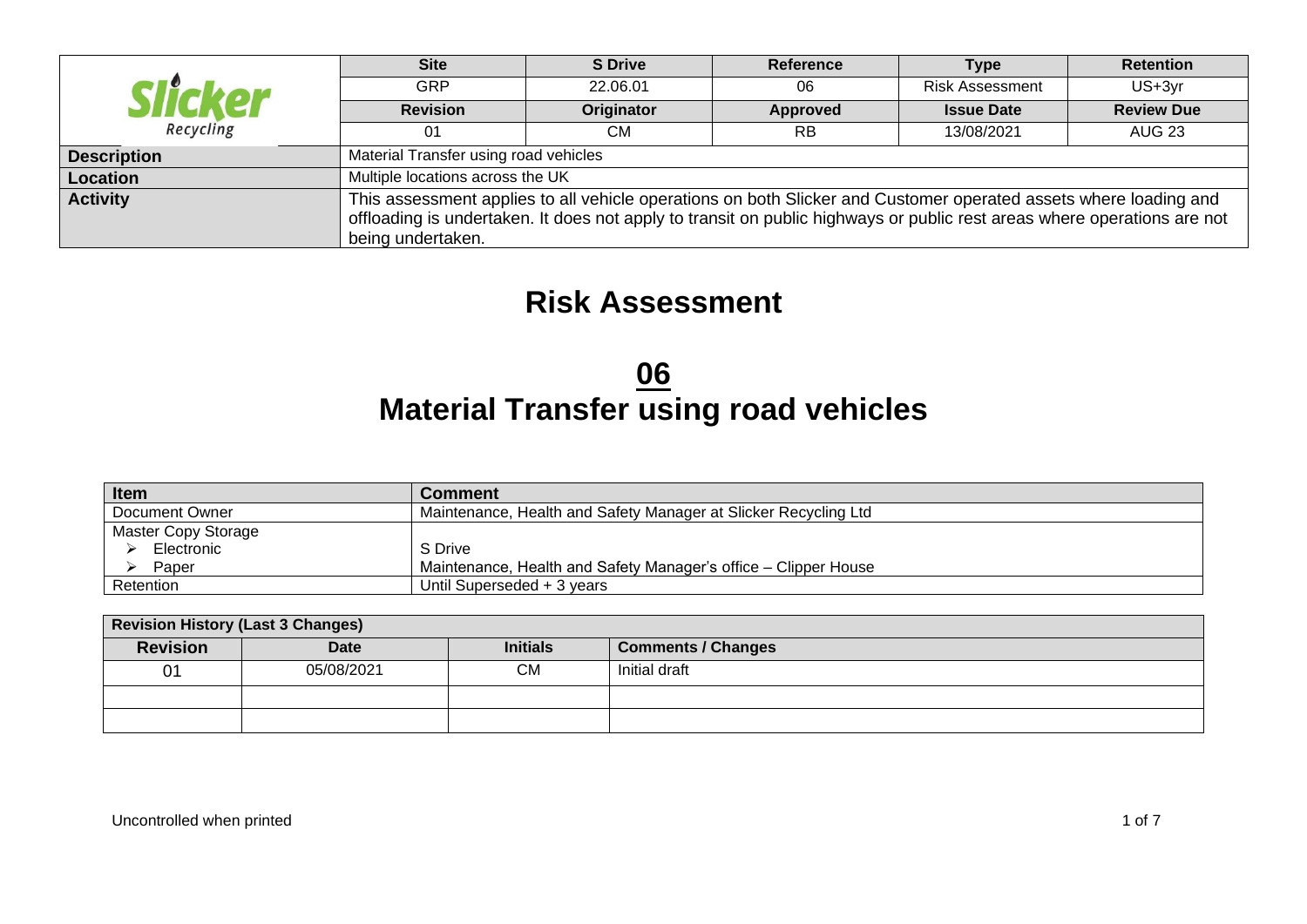| Slicker Recycling | Site | S Drive | Reference | Type | Retention |
|---|---|---|---|---|---|
| | GRP | 22.06.01 | 06 | Risk Assessment | US+3yr |
| | **Revision** | **Originator** | **Approved** | **Issue Date** | **Review Due** |
| | 01 | CM | RB | 13/08/2021 | AUG 23 |
| **Description** | Material Transfer using road vehicles | | | | |
| **Location** | Multiple locations across the UK | | | | |
| **Activity** | This assessment applies to all vehicle operations on both Slicker and Customer operated assets where loading and offloading is undertaken. It does not apply to transit on public highways or public rest areas where operations are not being undertaken. | | | | |

# Risk Assessment

# 06
# Material Transfer using road vehicles

| Item | Comment |
|---|---|
| Document Owner | Maintenance, Health and Safety Manager at Slicker Recycling Ltd |
| Master Copy Storage<br>➢ Electronic<br>➢ Paper | <br>S Drive<br>Maintenance, Health and Safety Manager's office – Clipper House |
| Retention | Until Superseded + 3 years |

| Revision History (Last 3 Changes) | | | |
|---|---|---|---|
| **Revision** | **Date** | **Initials** | **Comments / Changes** |
| 01 | 05/08/2021 | CM | Initial draft |
| | | | |
| | | | |

Uncontrolled when printed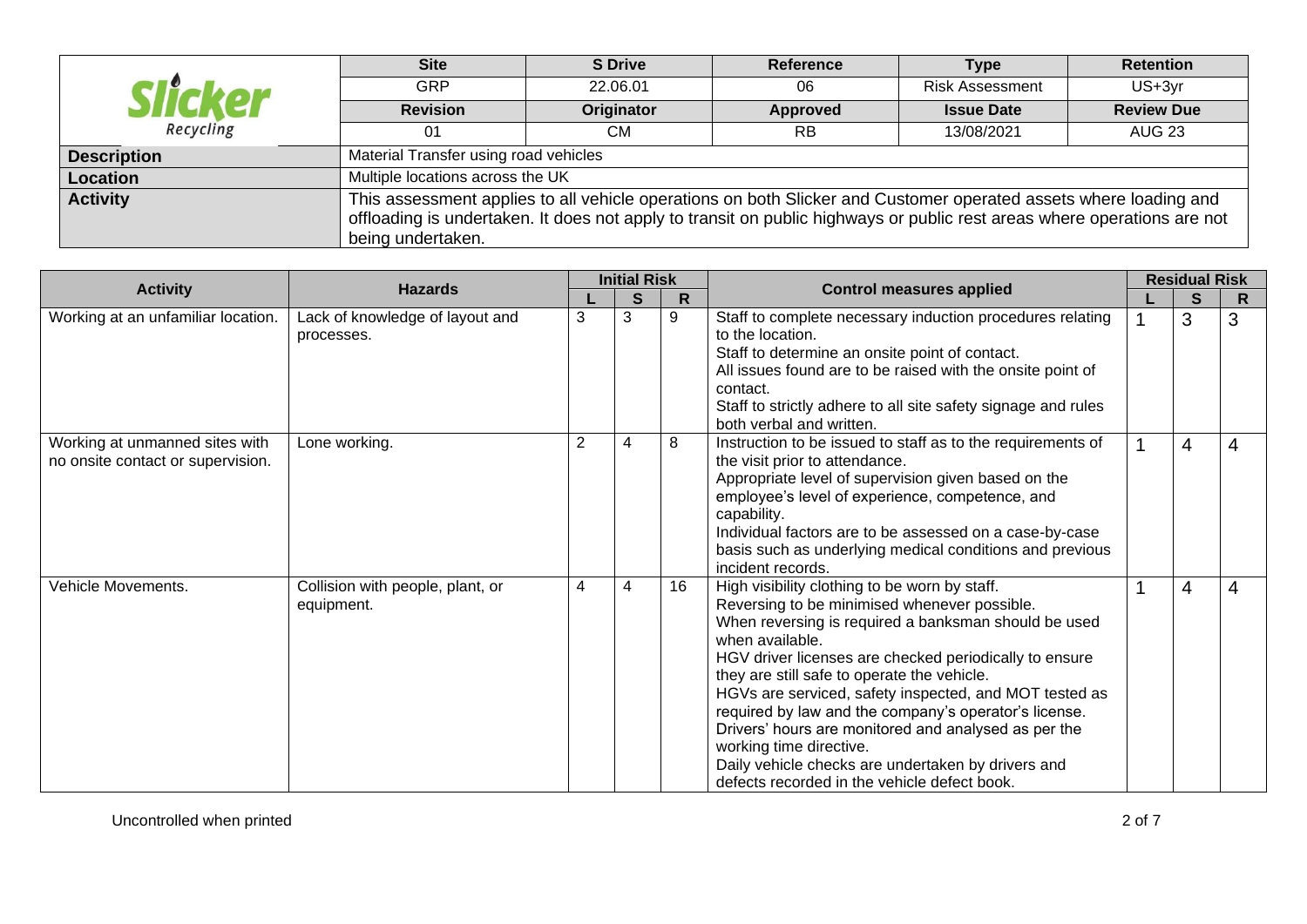| Slicker Recycling | Site | S Drive | Reference | Type | Retention |
|---|---|---|---|---|---|
| | GRP | 22.06.01 | 06 | Risk Assessment | US+3yr |
| | **Revision** | **Originator** | **Approved** | **Issue Date** | **Review Due** |
| | 01 | CM | RB | 13/08/2021 | AUG 23 |
| **Description** | Material Transfer using road vehicles | | | | |
| **Location** | Multiple locations across the UK | | | | |
| **Activity** | This assessment applies to all vehicle operations on both Slicker and Customer operated assets where loading and offloading is undertaken. It does not apply to transit on public highways or public rest areas where operations are not being undertaken. | | | | |

| Activity | Hazards | Initial Risk | | | Control measures applied | Residual Risk | | |
|---|---|---|---|---|---|---|---|---|
| | | L | S | R | | L | S | R |
| Working at an unfamiliar location. | Lack of knowledge of layout and processes. | 3 | 3 | 9 | Staff to complete necessary induction procedures relating to the location.<br>Staff to determine an onsite point of contact.<br>All issues found are to be raised with the onsite point of contact.<br>Staff to strictly adhere to all site safety signage and rules both verbal and written. | 1 | 3 | 3 |
| Working at unmanned sites with no onsite contact or supervision. | Lone working. | 2 | 4 | 8 | Instruction to be issued to staff as to the requirements of the visit prior to attendance.<br>Appropriate level of supervision given based on the employee's level of experience, competence, and capability.<br>Individual factors are to be assessed on a case-by-case basis such as underlying medical conditions and previous incident records. | 1 | 4 | 4 |
| Vehicle Movements. | Collision with people, plant, or equipment. | 4 | 4 | 16 | High visibility clothing to be worn by staff.<br>Reversing to be minimised whenever possible.<br>When reversing is required a banksman should be used when available.<br>HGV driver licenses are checked periodically to ensure they are still safe to operate the vehicle.<br>HGVs are serviced, safety inspected, and MOT tested as required by law and the company's operator's license.<br>Drivers' hours are monitored and analysed as per the working time directive.<br>Daily vehicle checks are undertaken by drivers and defects recorded in the vehicle defect book. | 1 | 4 | 4 |

Uncontrolled when printed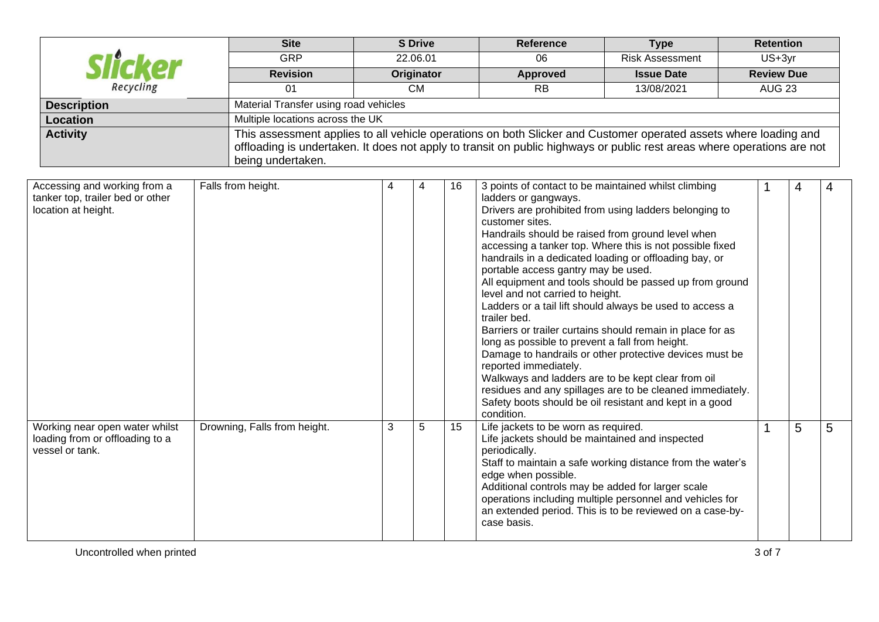| | Site | S Drive | Reference | Type | Retention |
|---|---|---|---|---|---|
| **Slicker** Recycling | GRP | 22.06.01 | 06 | Risk Assessment | US+3yr |
| | **Revision** | **Originator** | **Approved** | **Issue Date** | **Review Due** |
| | 01 | CM | RB | 13/08/2021 | AUG 23 |
| **Description** | Material Transfer using road vehicles | | | | |
| **Location** | Multiple locations across the UK | | | | |
| **Activity** | This assessment applies to all vehicle operations on both Slicker and Customer operated assets where loading and offloading is undertaken. It does not apply to transit on public highways or public rest areas where operations are not being undertaken. | | | | |

| | | | | | | | | |
|---|---|---|---|---|---|---|---|---|
| Accessing and working from a tanker top, trailer bed or other location at height. | Falls from height. | 4 | 4 | 16 | 3 points of contact to be maintained whilst climbing ladders or gangways.<br>Drivers are prohibited from using ladders belonging to customer sites.<br>Handrails should be raised from ground level when accessing a tanker top. Where this is not possible fixed handrails in a dedicated loading or offloading bay, or portable access gantry may be used.<br>All equipment and tools should be passed up from ground level and not carried to height.<br>Ladders or a tail lift should always be used to access a trailer bed.<br>Barriers or trailer curtains should remain in place for as long as possible to prevent a fall from height.<br>Damage to handrails or other protective devices must be reported immediately.<br>Walkways and ladders are to be kept clear from oil residues and any spillages are to be cleaned immediately.<br>Safety boots should be oil resistant and kept in a good condition. | 1 | 4 | 4 |
| Working near open water whilst loading from or offloading to a vessel or tank. | Drowning, Falls from height. | 3 | 5 | 15 | Life jackets to be worn as required.<br>Life jackets should be maintained and inspected periodically.<br>Staff to maintain a safe working distance from the water's edge when possible.<br>Additional controls may be added for larger scale operations including multiple personnel and vehicles for an extended period. This is to be reviewed on a case-by-case basis. | 1 | 5 | 5 |

Uncontrolled when printed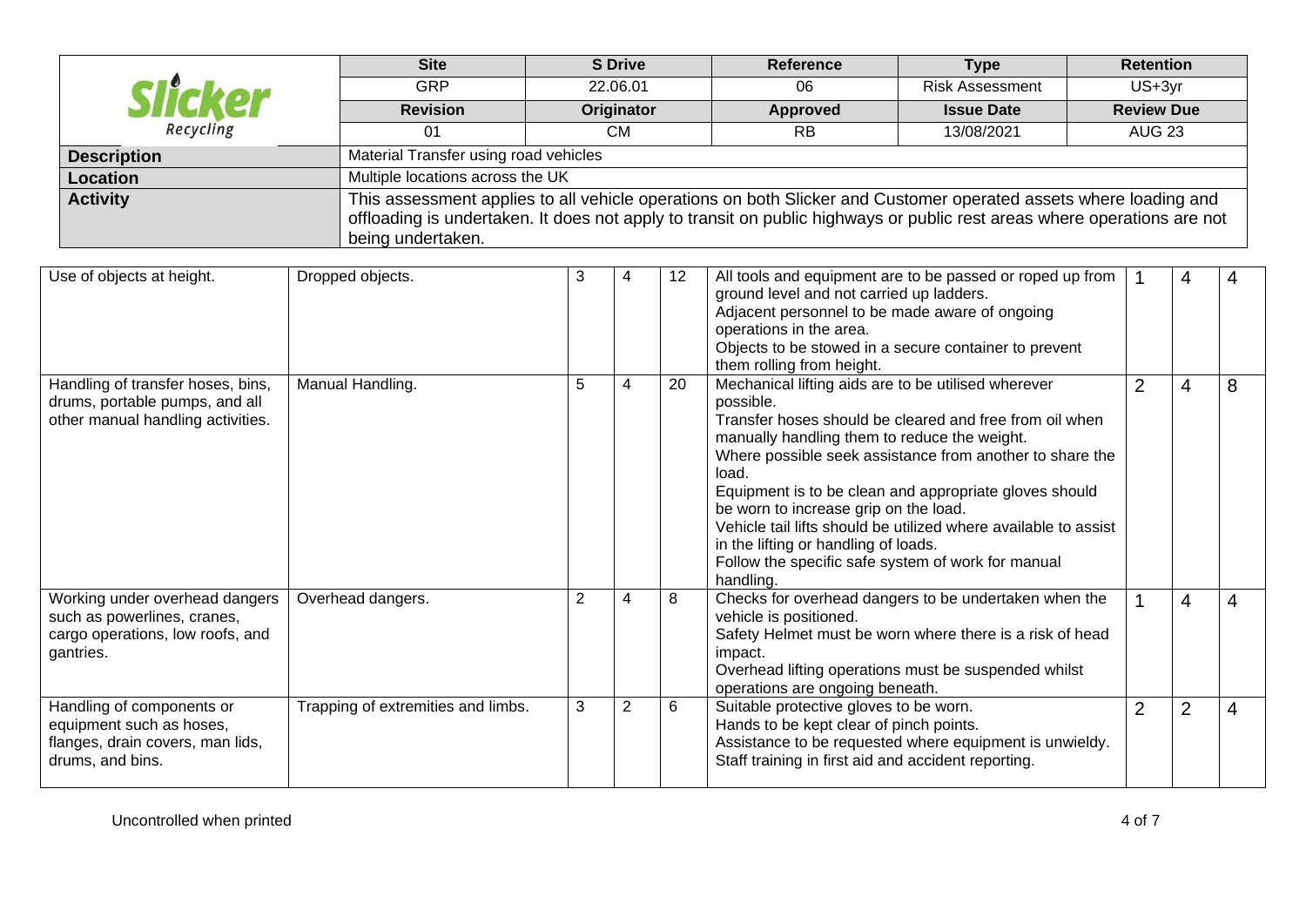| Slicker Recycling | Site | S Drive | Reference | Type | Retention |
|---|---|---|---|---|---|
| | GRP | 22.06.01 | 06 | Risk Assessment | US+3yr |
| | **Revision** | **Originator** | **Approved** | **Issue Date** | **Review Due** |
| | 01 | CM | RB | 13/08/2021 | AUG 23 |
| **Description** | Material Transfer using road vehicles | | | | |
| **Location** | Multiple locations across the UK | | | | |
| **Activity** | This assessment applies to all vehicle operations on both Slicker and Customer operated assets where loading and offloading is undertaken. It does not apply to transit on public highways or public rest areas where operations are not being undertaken. | | | | |

| | | | | | | | | |
|---|---|---|---|---|---|---|---|---|
| Use of objects at height. | Dropped objects. | 3 | 4 | 12 | All tools and equipment are to be passed or roped up from ground level and not carried up ladders.<br>Adjacent personnel to be made aware of ongoing operations in the area.<br>Objects to be stowed in a secure container to prevent them rolling from height. | 1 | 4 | 4 |
| Handling of transfer hoses, bins, drums, portable pumps, and all other manual handling activities. | Manual Handling. | 5 | 4 | 20 | Mechanical lifting aids are to be utilised wherever possible.<br>Transfer hoses should be cleared and free from oil when manually handling them to reduce the weight.<br>Where possible seek assistance from another to share the load.<br>Equipment is to be clean and appropriate gloves should be worn to increase grip on the load.<br>Vehicle tail lifts should be utilized where available to assist in the lifting or handling of loads.<br>Follow the specific safe system of work for manual handling. | 2 | 4 | 8 |
| Working under overhead dangers such as powerlines, cranes, cargo operations, low roofs, and gantries. | Overhead dangers. | 2 | 4 | 8 | Checks for overhead dangers to be undertaken when the vehicle is positioned.<br>Safety Helmet must be worn where there is a risk of head impact.<br>Overhead lifting operations must be suspended whilst operations are ongoing beneath. | 1 | 4 | 4 |
| Handling of components or equipment such as hoses, flanges, drain covers, man lids, drums, and bins. | Trapping of extremities and limbs. | 3 | 2 | 6 | Suitable protective gloves to be worn.<br>Hands to be kept clear of pinch points.<br>Assistance to be requested where equipment is unwieldy.<br>Staff training in first aid and accident reporting. | 2 | 2 | 4 |

Uncontrolled when printed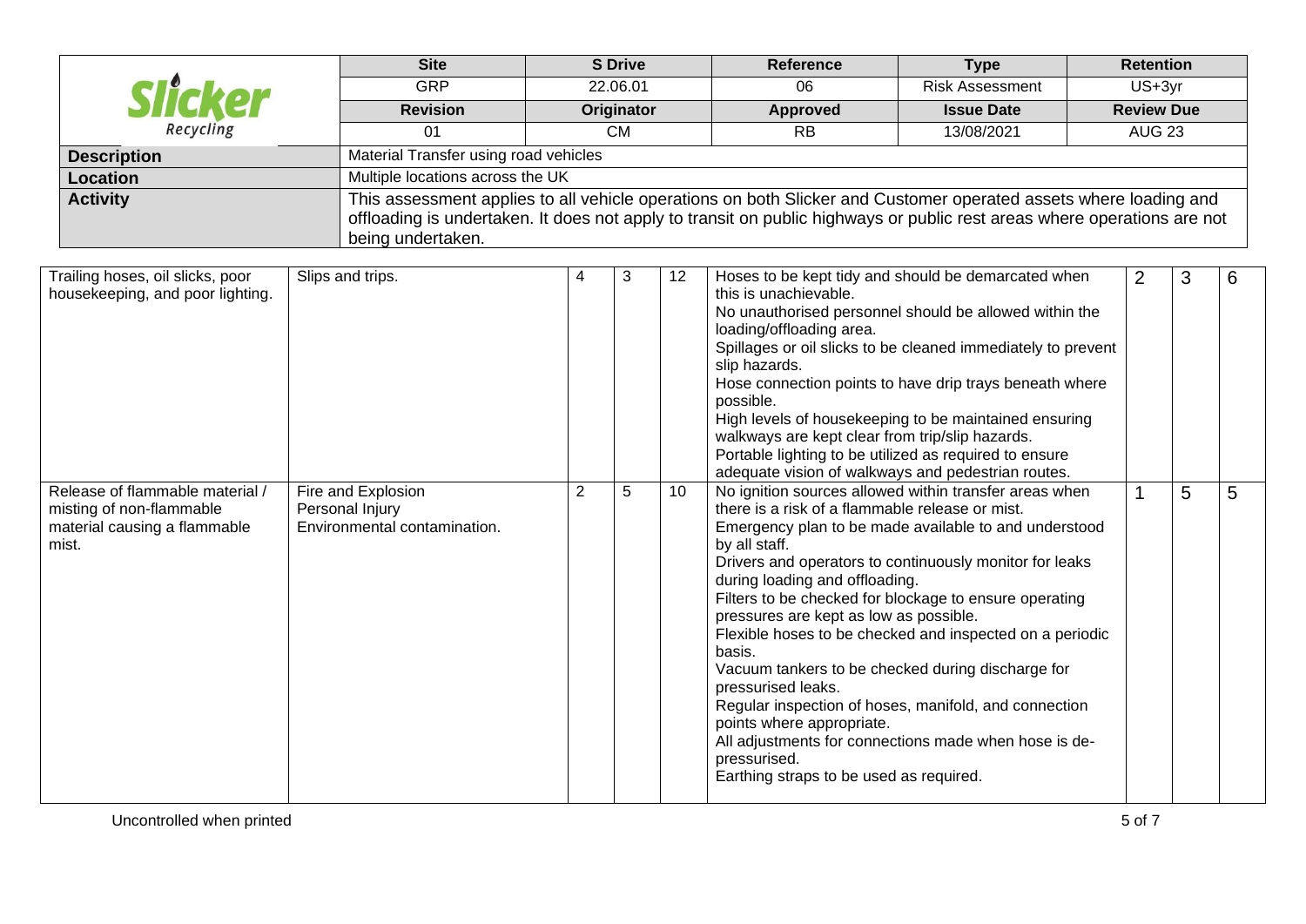| | Site | S Drive | Reference | Type | Retention |
|---|---|---|---|---|---|
| **Slicker** Recycling | GRP | 22.06.01 | 06 | Risk Assessment | US+3yr |
| | **Revision** | **Originator** | **Approved** | **Issue Date** | **Review Due** |
| | 01 | CM | RB | 13/08/2021 | AUG 23 |
| **Description** | Material Transfer using road vehicles | | | | |
| **Location** | Multiple locations across the UK | | | | |
| **Activity** | This assessment applies to all vehicle operations on both Slicker and Customer operated assets where loading and offloading is undertaken. It does not apply to transit on public highways or public rest areas where operations are not being undertaken. | | | | |

| | | | | | | | | |
|---|---|---|---|---|---|---|---|---|
| Trailing hoses, oil slicks, poor housekeeping, and poor lighting. | Slips and trips. | 4 | 3 | 12 | Hoses to be kept tidy and should be demarcated when this is unachievable.<br>No unauthorised personnel should be allowed within the loading/offloading area.<br>Spillages or oil slicks to be cleaned immediately to prevent slip hazards.<br>Hose connection points to have drip trays beneath where possible.<br>High levels of housekeeping to be maintained ensuring walkways are kept clear from trip/slip hazards.<br>Portable lighting to be utilized as required to ensure adequate vision of walkways and pedestrian routes. | 2 | 3 | 6 |
| Release of flammable material / misting of non-flammable material causing a flammable mist. | Fire and Explosion<br>Personal Injury<br>Environmental contamination. | 2 | 5 | 10 | No ignition sources allowed within transfer areas when there is a risk of a flammable release or mist.<br>Emergency plan to be made available to and understood by all staff.<br>Drivers and operators to continuously monitor for leaks during loading and offloading.<br>Filters to be checked for blockage to ensure operating pressures are kept as low as possible.<br>Flexible hoses to be checked and inspected on a periodic basis.<br>Vacuum tankers to be checked during discharge for pressurised leaks.<br>Regular inspection of hoses, manifold, and connection points where appropriate.<br>All adjustments for connections made when hose is de-pressurised.<br>Earthing straps to be used as required. | 1 | 5 | 5 |

Uncontrolled when printed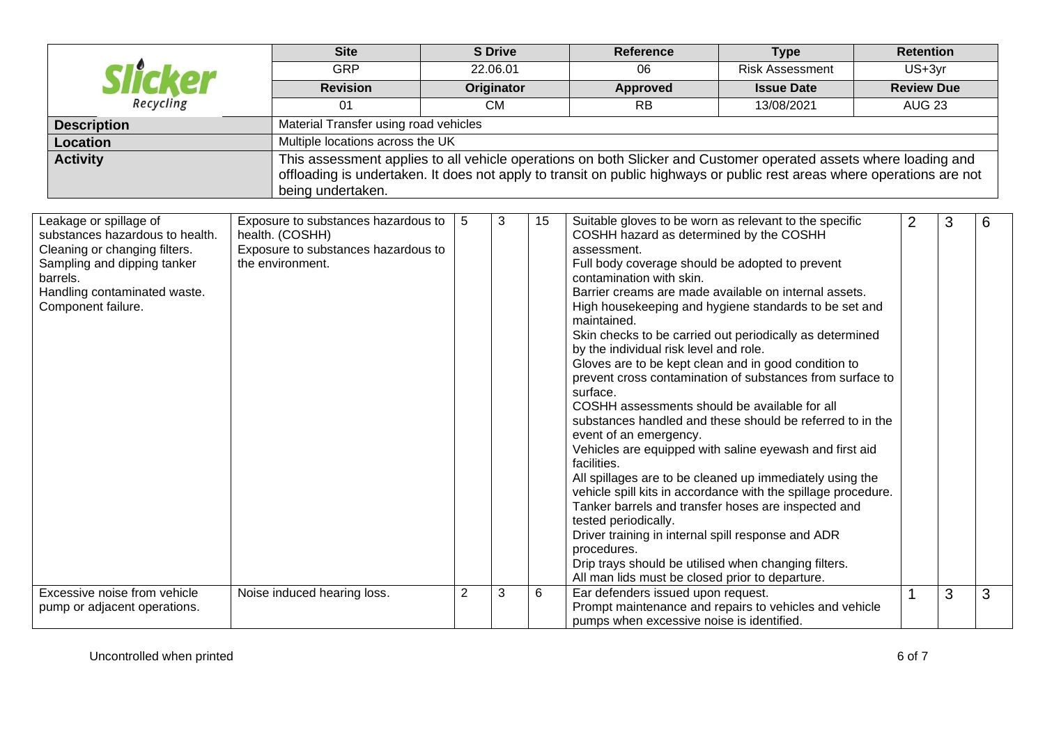| **Site** | **S Drive** | **Reference** | **Type** | **Retention** |
|---|---|---|---|---|
| GRP | 22.06.01 | 06 | Risk Assessment | US+3yr |
| **Revision** | **Originator** | **Approved** | **Issue Date** | **Review Due** |
| 01 | CM | RB | 13/08/2021 | AUG 23 |

| | |
|---|---|
| **Description** | Material Transfer using road vehicles |
| **Location** | Multiple locations across the UK |
| **Activity** | This assessment applies to all vehicle operations on both Slicker and Customer operated assets where loading and offloading is undertaken. It does not apply to transit on public highways or public rest areas where operations are not being undertaken. |

| | | | | | | | | |
|---|---|---|---|---|---|---|---|---|
| Leakage or spillage of substances hazardous to health.<br>Cleaning or changing filters.<br>Sampling and dipping tanker barrels.<br>Handling contaminated waste.<br>Component failure. | Exposure to substances hazardous to health. (COSHH)<br>Exposure to substances hazardous to the environment. | 5 | 3 | 15 | Suitable gloves to be worn as relevant to the specific COSHH hazard as determined by the COSHH assessment.<br>Full body coverage should be adopted to prevent contamination with skin.<br>Barrier creams are made available on internal assets.<br>High housekeeping and hygiene standards to be set and maintained.<br>Skin checks to be carried out periodically as determined by the individual risk level and role.<br>Gloves are to be kept clean and in good condition to prevent cross contamination of substances from surface to surface.<br>COSHH assessments should be available for all substances handled and these should be referred to in the event of an emergency.<br>Vehicles are equipped with saline eyewash and first aid facilities.<br>All spillages are to be cleaned up immediately using the vehicle spill kits in accordance with the spillage procedure.<br>Tanker barrels and transfer hoses are inspected and tested periodically.<br>Driver training in internal spill response and ADR procedures.<br>Drip trays should be utilised when changing filters.<br>All man lids must be closed prior to departure. | 2 | 3 | 6 |
| Excessive noise from vehicle pump or adjacent operations. | Noise induced hearing loss. | 2 | 3 | 6 | Ear defenders issued upon request.<br>Prompt maintenance and repairs to vehicles and vehicle pumps when excessive noise is identified. | 1 | 3 | 3 |

Uncontrolled when printed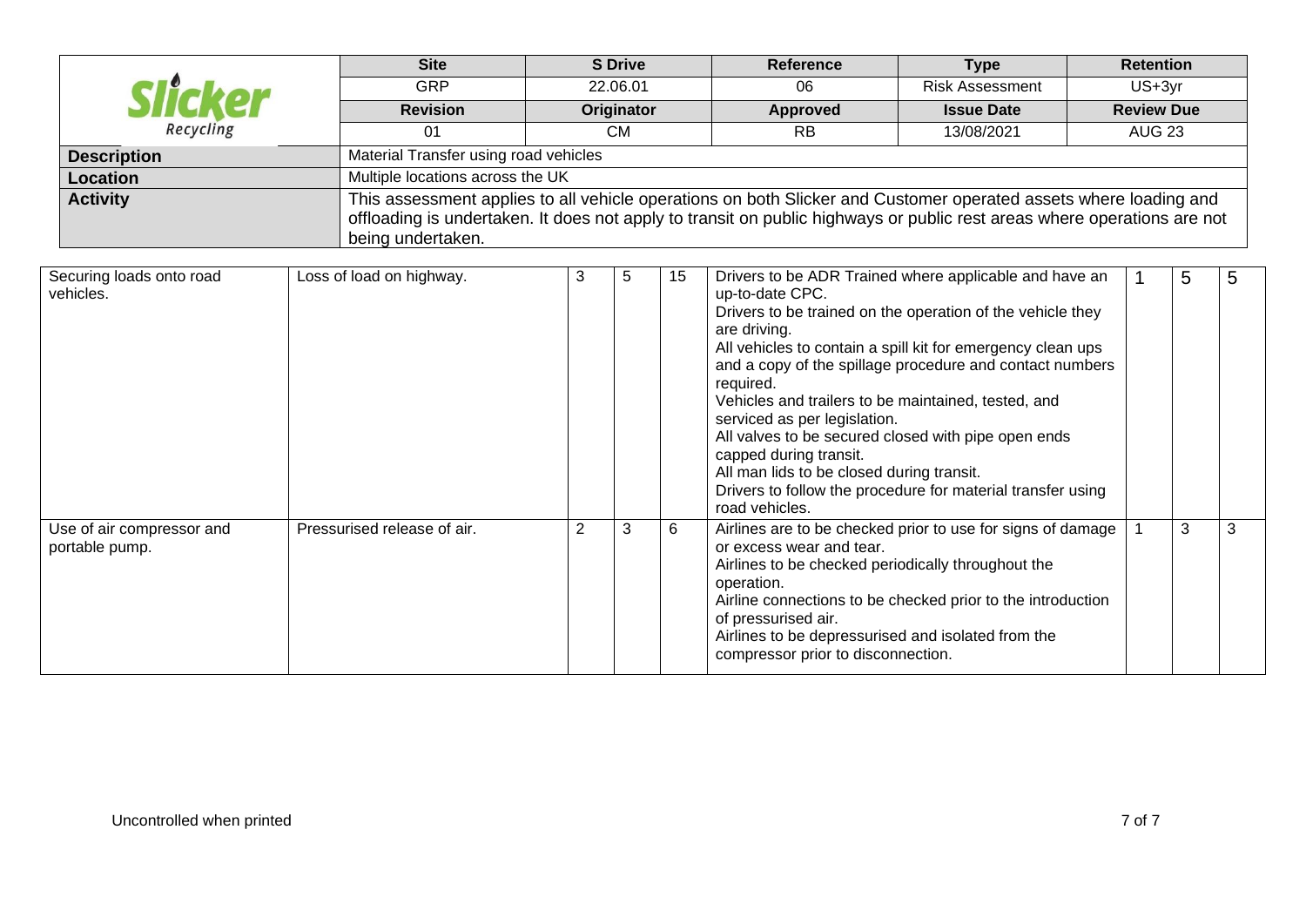| Slicker Recycling | Site | S Drive | Reference | Type | Retention |
|---|---|---|---|---|---|
| | GRP | 22.06.01 | 06 | Risk Assessment | US+3yr |
| | **Revision** | **Originator** | **Approved** | **Issue Date** | **Review Due** |
| | 01 | CM | RB | 13/08/2021 | AUG 23 |
| **Description** | Material Transfer using road vehicles | | | | |
| **Location** | Multiple locations across the UK | | | | |
| **Activity** | This assessment applies to all vehicle operations on both Slicker and Customer operated assets where loading and offloading is undertaken. It does not apply to transit on public highways or public rest areas where operations are not being undertaken. | | | | |

| | | | | | | | | |
|---|---|---|---|---|---|---|---|---|
| Securing loads onto road vehicles. | Loss of load on highway. | 3 | 5 | 15 | Drivers to be ADR Trained where applicable and have an up-to-date CPC.<br>Drivers to be trained on the operation of the vehicle they are driving.<br>All vehicles to contain a spill kit for emergency clean ups and a copy of the spillage procedure and contact numbers required.<br>Vehicles and trailers to be maintained, tested, and serviced as per legislation.<br>All valves to be secured closed with pipe open ends capped during transit.<br>All man lids to be closed during transit.<br>Drivers to follow the procedure for material transfer using road vehicles. | 1 | 5 | 5 |
| Use of air compressor and portable pump. | Pressurised release of air. | 2 | 3 | 6 | Airlines are to be checked prior to use for signs of damage or excess wear and tear.<br>Airlines to be checked periodically throughout the operation.<br>Airline connections to be checked prior to the introduction of pressurised air.<br>Airlines to be depressurised and isolated from the compressor prior to disconnection. | 1 | 3 | 3 |

Uncontrolled when printed